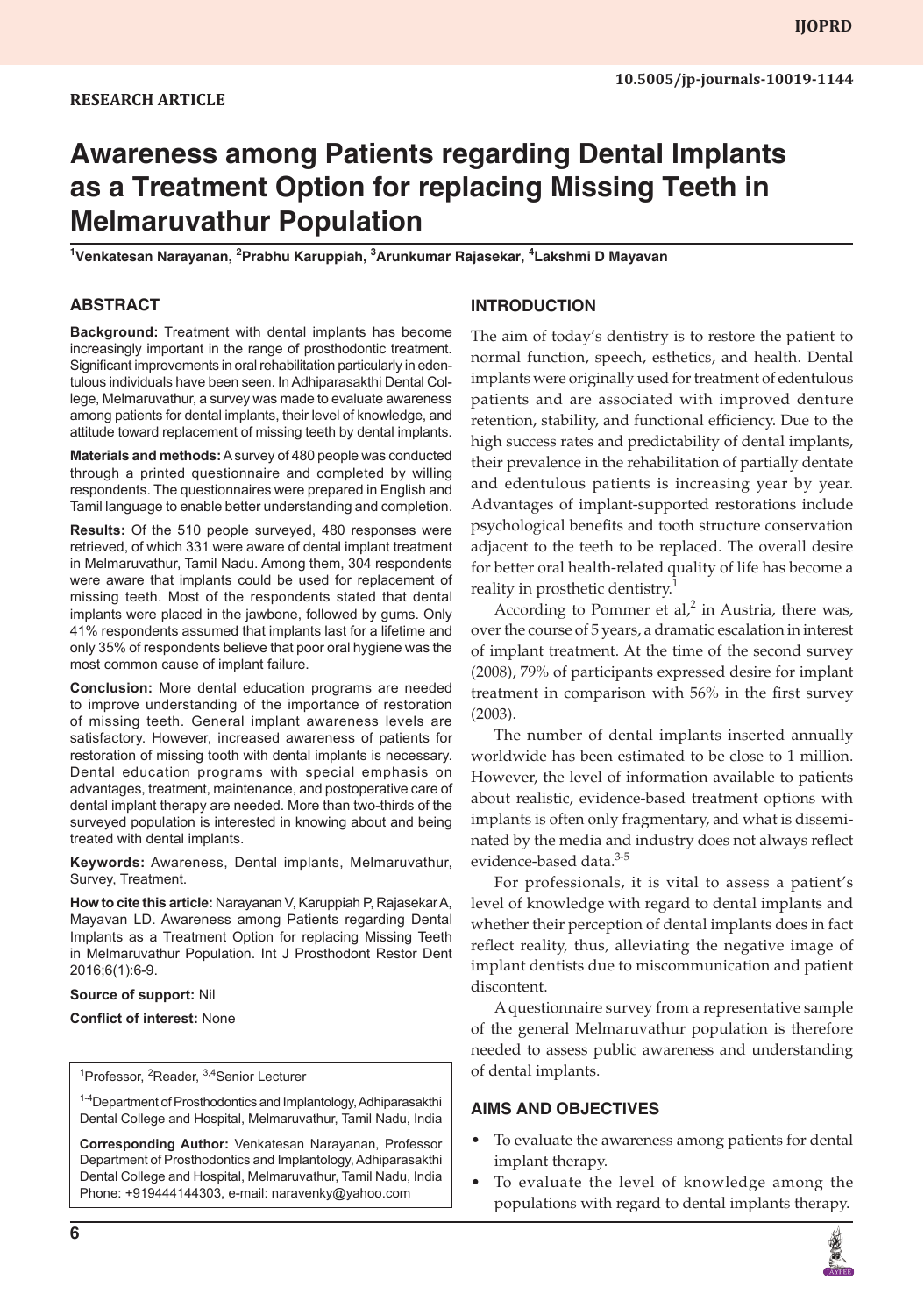RESEARCH ARTICLE

10.5005/jp-journals-10019-1144

# Awareness among Patients regarding Dental Implants as a Treatment Option for replacing Missing Teeth in Melmaruvathur Population

[1]Venkatesan Narayanan, [2]Prabhu Karuppiah, [3]Arunkumar Rajasekar, [4]Lakshmi D Mayavan

## ABSTRACT

**Background:** Treatment with dental implants has become increasingly important in the range of prosthodontic treatment. Significant improvements in oral rehabilitation particularly in edentulous individuals have been seen. In Adhiparasakthi Dental College, Melmaruvathur, a survey was made to evaluate awareness among patients for dental implants, their level of knowledge, and attitude toward replacement of missing teeth by dental implants.

**Materials and methods:** A survey of 480 people was conducted through a printed questionnaire and completed by willing respondents. The questionnaires were prepared in English and Tamil language to enable better understanding and completion.

**Results:** Of the 510 people surveyed, 480 responses were retrieved, of which 331 were aware of dental implant treatment in Melmaruvathur, Tamil Nadu. Among them, 304 respondents were aware that implants could be used for replacement of missing teeth. Most of the respondents stated that dental implants were placed in the jawbone, followed by gums. Only 41% respondents assumed that implants last for a lifetime and only 35% of respondents believe that poor oral hygiene was the most common cause of implant failure.

**Conclusion:** More dental education programs are needed to improve understanding of the importance of restoration of missing teeth. General implant awareness levels are satisfactory. However, increased awareness of patients for restoration of missing tooth with dental implants is necessary. Dental education programs with special emphasis on advantages, treatment, maintenance, and postoperative care of dental implant therapy are needed. More than two-thirds of the surveyed population is interested in knowing about and being treated with dental implants.

**Keywords:** Awareness, Dental implants, Melmaruvathur, Survey, Treatment.

**How to cite this article:** Narayanan V, Karuppiah P, Rajasekar A, Mayavan LD. Awareness among Patients regarding Dental Implants as a Treatment Option for replacing Missing Teeth in Melmaruvathur Population. Int J Prosthodont Restor Dent 2016;6(1):6-9.

**Source of support:** Nil

**Conflict of interest:** None

[1]Professor, [2]Reader, [3,4]Senior Lecturer

[1-4]Department of Prosthodontics and Implantology, Adhiparasakthi Dental College and Hospital, Melmaruvathur, Tamil Nadu, India

**Corresponding Author:** Venkatesan Narayanan, Professor Department of Prosthodontics and Implantology, Adhiparasakthi Dental College and Hospital, Melmaruvathur, Tamil Nadu, India Phone: +919444144303, e-mail: naravenky@yahoo.com

## INTRODUCTION

The aim of today's dentistry is to restore the patient to normal function, speech, esthetics, and health. Dental implants were originally used for treatment of edentulous patients and are associated with improved denture retention, stability, and functional efficiency. Due to the high success rates and predictability of dental implants, their prevalence in the rehabilitation of partially dentate and edentulous patients is increasing year by year. Advantages of implant-supported restorations include psychological benefits and tooth structure conservation adjacent to the teeth to be replaced. The overall desire for better oral health-related quality of life has become a reality in prosthetic dentistry.[1]

According to Pommer et al,[2] in Austria, there was, over the course of 5 years, a dramatic escalation in interest of implant treatment. At the time of the second survey (2008), 79% of participants expressed desire for implant treatment in comparison with 56% in the first survey (2003).

The number of dental implants inserted annually worldwide has been estimated to be close to 1 million. However, the level of information available to patients about realistic, evidence-based treatment options with implants is often only fragmentary, and what is disseminated by the media and industry does not always reflect evidence-based data.[3-5]

For professionals, it is vital to assess a patient's level of knowledge with regard to dental implants and whether their perception of dental implants does in fact reflect reality, thus, alleviating the negative image of implant dentists due to miscommunication and patient discontent.

A questionnaire survey from a representative sample of the general Melmaruvathur population is therefore needed to assess public awareness and understanding of dental implants.

## AIMS AND OBJECTIVES

- To evaluate the awareness among patients for dental implant therapy.
- To evaluate the level of knowledge among the populations with regard to dental implants therapy.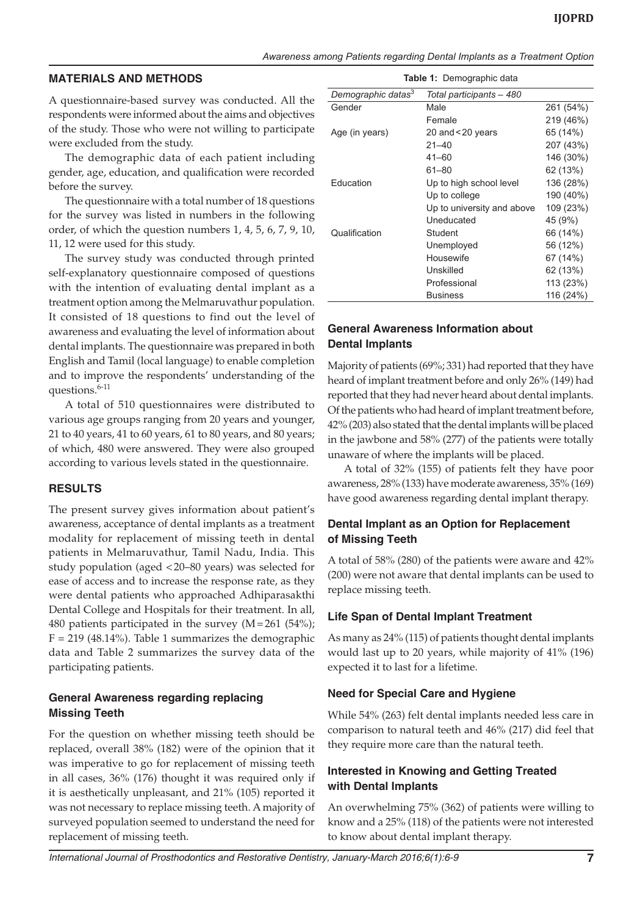## MATERIALS AND METHODS

A questionnaire-based survey was conducted. All the respondents were informed about the aims and objectives of the study. Those who were not willing to participate were excluded from the study.

The demographic data of each patient including gender, age, education, and qualification were recorded before the survey.

The questionnaire with a total number of 18 questions for the survey was listed in numbers in the following order, of which the question numbers 1, 4, 5, 6, 7, 9, 10, 11, 12 were used for this study.

The survey study was conducted through printed self-explanatory questionnaire composed of questions with the intention of evaluating dental implant as a treatment option among the Melmaruvathur population. It consisted of 18 questions to find out the level of awareness and evaluating the level of information about dental implants. The questionnaire was prepared in both English and Tamil (local language) to enable completion and to improve the respondents' understanding of the questions.[6-11]

A total of 510 questionnaires were distributed to various age groups ranging from 20 years and younger, 21 to 40 years, 41 to 60 years, 61 to 80 years, and 80 years; of which, 480 were answered. They were also grouped according to various levels stated in the questionnaire.

## RESULTS

The present survey gives information about patient's awareness, acceptance of dental implants as a treatment modality for replacement of missing teeth in dental patients in Melmaruvathur, Tamil Nadu, India. This study population (aged <20–80 years) was selected for ease of access and to increase the response rate, as they were dental patients who approached Adhiparasakthi Dental College and Hospitals for their treatment. In all, 480 patients participated in the survey (M = 261 (54%); F = 219 (48.14%). Table 1 summarizes the demographic data and Table 2 summarizes the survey data of the participating patients.

### General Awareness regarding replacing Missing Teeth

For the question on whether missing teeth should be replaced, overall 38% (182) were of the opinion that it was imperative to go for replacement of missing teeth in all cases, 36% (176) thought it was required only if it is aesthetically unpleasant, and 21% (105) reported it was not necessary to replace missing teeth. A majority of surveyed population seemed to understand the need for replacement of missing teeth.

**Table 1:** Demographic data

| Demographic datas[3] | Total participants – 480 | |
|---|---|---|
| Gender | Male | 261 (54%) |
| | Female | 219 (46%) |
| Age (in years) | 20 and < 20 years | 65 (14%) |
| | 21–40 | 207 (43%) |
| | 41–60 | 146 (30%) |
| | 61–80 | 62 (13%) |
| Education | Up to high school level | 136 (28%) |
| | Up to college | 190 (40%) |
| | Up to university and above | 109 (23%) |
| | Uneducated | 45 (9%) |
| Qualification | Student | 66 (14%) |
| | Unemployed | 56 (12%) |
| | Housewife | 67 (14%) |
| | Unskilled | 62 (13%) |
| | Professional | 113 (23%) |
| | Business | 116 (24%) |

### General Awareness Information about Dental Implants

Majority of patients (69%; 331) had reported that they have heard of implant treatment before and only 26% (149) had reported that they had never heard about dental implants. Of the patients who had heard of implant treatment before, 42% (203) also stated that the dental implants will be placed in the jawbone and 58% (277) of the patients were totally unaware of where the implants will be placed.

A total of 32% (155) of patients felt they have poor awareness, 28% (133) have moderate awareness, 35% (169) have good awareness regarding dental implant therapy.

### Dental Implant as an Option for Replacement of Missing Teeth

A total of 58% (280) of the patients were aware and 42% (200) were not aware that dental implants can be used to replace missing teeth.

### Life Span of Dental Implant Treatment

As many as 24% (115) of patients thought dental implants would last up to 20 years, while majority of 41% (196) expected it to last for a lifetime.

### Need for Special Care and Hygiene

While 54% (263) felt dental implants needed less care in comparison to natural teeth and 46% (217) did feel that they require more care than the natural teeth.

### Interested in Knowing and Getting Treated with Dental Implants

An overwhelming 75% (362) of patients were willing to know and a 25% (118) of the patients were not interested to know about dental implant therapy.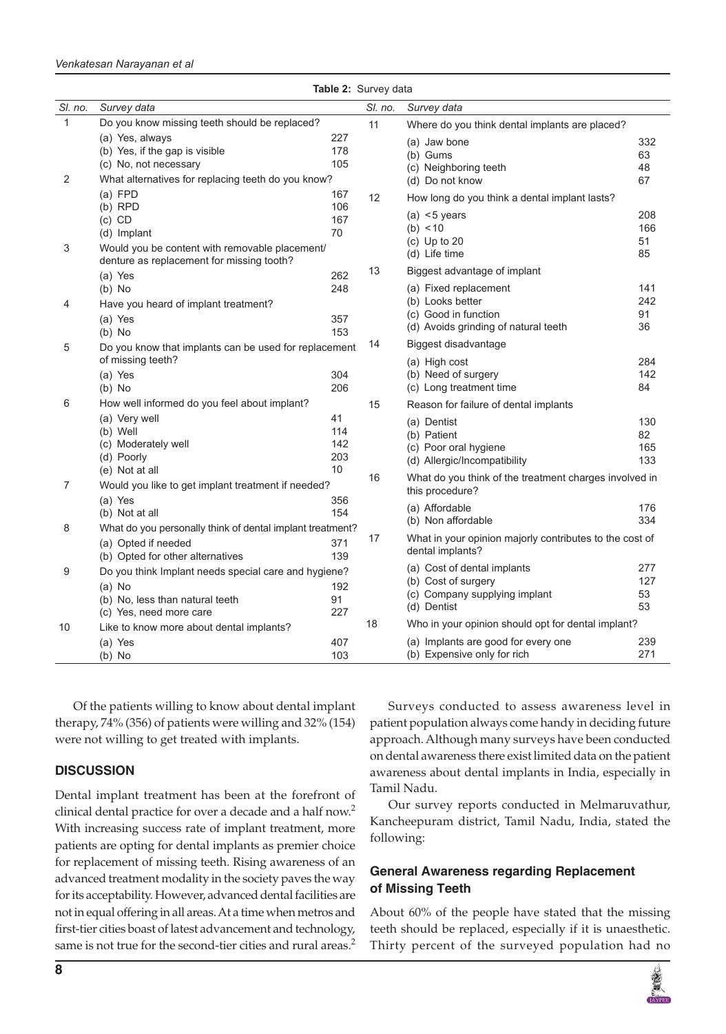**Table 2:** Survey data

| Sl. no. | Survey data | | Sl. no. | Survey data | |
|---|---|---|---|---|---|
| 1 | Do you know missing teeth should be replaced? | | 11 | Where do you think dental implants are placed? | |
| | (a) Yes, always | 227 | | (a) Jaw bone | 332 |
| | (b) Yes, if the gap is visible | 178 | | (b) Gums | 63 |
| | (c) No, not necessary | 105 | | (c) Neighboring teeth | 48 |
| 2 | What alternatives for replacing teeth do you know? | | | (d) Do not know | 67 |
| | (a) FPD | 167 | 12 | How long do you think a dental implant lasts? | |
| | (b) RPD | 106 | | (a) <5 years | 208 |
| | (c) CD | 167 | | (b) <10 | 166 |
| | (d) Implant | 70 | | (c) Up to 20 | 51 |
| 3 | Would you be content with removable placement/ denture as replacement for missing tooth? | | | (d) Life time | 85 |
| | (a) Yes | 262 | 13 | Biggest advantage of implant | |
| | (b) No | 248 | | (a) Fixed replacement | 141 |
| 4 | Have you heard of implant treatment? | | | (b) Looks better | 242 |
| | (a) Yes | 357 | | (c) Good in function | 91 |
| | (b) No | 153 | | (d) Avoids grinding of natural teeth | 36 |
| 5 | Do you know that implants can be used for replacement of missing teeth? | | 14 | Biggest disadvantage | |
| | (a) Yes | 304 | | (a) High cost | 284 |
| | (b) No | 206 | | (b) Need of surgery | 142 |
| 6 | How well informed do you feel about implant? | | | (c) Long treatment time | 84 |
| | (a) Very well | 41 | 15 | Reason for failure of dental implants | |
| | (b) Well | 114 | | (a) Dentist | 130 |
| | (c) Moderately well | 142 | | (b) Patient | 82 |
| | (d) Poorly | 203 | | (c) Poor oral hygiene | 165 |
| | (e) Not at all | 10 | | (d) Allergic/Incompatibility | 133 |
| 7 | Would you like to get implant treatment if needed? | | 16 | What do you think of the treatment charges involved in this procedure? | |
| | (a) Yes | 356 | | (a) Affordable | 176 |
| | (b) Not at all | 154 | | (b) Non affordable | 334 |
| 8 | What do you personally think of dental implant treatment? | | 17 | What in your opinion majorly contributes to the cost of dental implants? | |
| | (a) Opted if needed | 371 | | (a) Cost of dental implants | 277 |
| | (b) Opted for other alternatives | 139 | | (b) Cost of surgery | 127 |
| 9 | Do you think Implant needs special care and hygiene? | | | (c) Company supplying implant | 53 |
| | (a) No | 192 | | (d) Dentist | 53 |
| | (b) No, less than natural teeth | 91 | 18 | Who in your opinion should opt for dental implant? | |
| | (c) Yes, need more care | 227 | | (a) Implants are good for every one | 239 |
| 10 | Like to know more about dental implants? | | | (b) Expensive only for rich | 271 |
| | (a) Yes | 407 | | | |
| | (b) No | 103 | | | |

Of the patients willing to know about dental implant therapy, 74% (356) of patients were willing and 32% (154) were not willing to get treated with implants.

## DISCUSSION

Dental implant treatment has been at the forefront of clinical dental practice for over a decade and a half now.[2] With increasing success rate of implant treatment, more patients are opting for dental implants as premier choice for replacement of missing teeth. Rising awareness of an advanced treatment modality in the society paves the way for its acceptability. However, advanced dental facilities are not in equal offering in all areas. At a time when metros and first-tier cities boast of latest advancement and technology, same is not true for the second-tier cities and rural areas.[2]

Surveys conducted to assess awareness level in patient population always come handy in deciding future approach. Although many surveys have been conducted on dental awareness there exist limited data on the patient awareness about dental implants in India, especially in Tamil Nadu.

Our survey reports conducted in Melmaruvathur, Kancheepuram district, Tamil Nadu, India, stated the following:

### General Awareness regarding Replacement of Missing Teeth

About 60% of the people have stated that the missing teeth should be replaced, especially if it is unaesthetic. Thirty percent of the surveyed population had no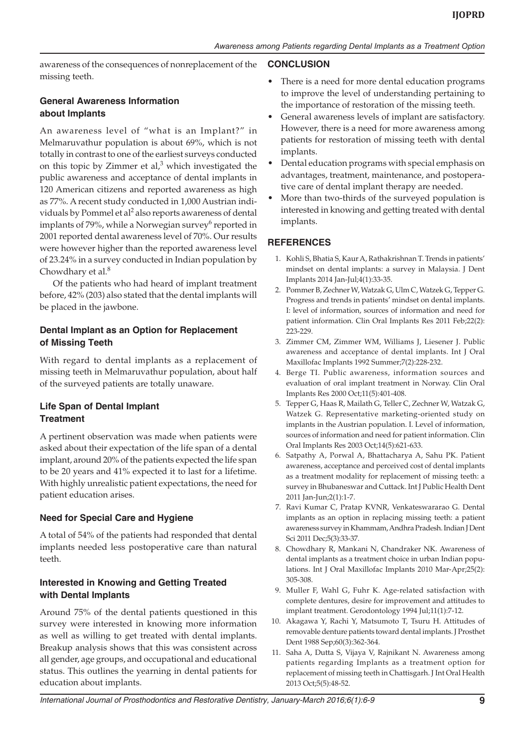awareness of the consequences of nonreplacement of the missing teeth.

### General Awareness Information about Implants

An awareness level of "what is an Implant?" in Melmaruvathur population is about 69%, which is not totally in contrast to one of the earliest surveys conducted on this topic by Zimmer et al,[3] which investigated the public awareness and acceptance of dental implants in 120 American citizens and reported awareness as high as 77%. A recent study conducted in 1,000 Austrian individuals by Pommel et al[2] also reports awareness of dental implants of 79%, while a Norwegian survey[6] reported in 2001 reported dental awareness level of 70%. Our results were however higher than the reported awareness level of 23.24% in a survey conducted in Indian population by Chowdhary et al.[8]

Of the patients who had heard of implant treatment before, 42% (203) also stated that the dental implants will be placed in the jawbone.

### Dental Implant as an Option for Replacement of Missing Teeth

With regard to dental implants as a replacement of missing teeth in Melmaruvathur population, about half of the surveyed patients are totally unaware.

### Life Span of Dental Implant Treatment

A pertinent observation was made when patients were asked about their expectation of the life span of a dental implant, around 20% of the patients expected the life span to be 20 years and 41% expected it to last for a lifetime. With highly unrealistic patient expectations, the need for patient education arises.

### Need for Special Care and Hygiene

A total of 54% of the patients had responded that dental implants needed less postoperative care than natural teeth.

### Interested in Knowing and Getting Treated with Dental Implants

Around 75% of the dental patients questioned in this survey were interested in knowing more information as well as willing to get treated with dental implants. Breakup analysis shows that this was consistent across all gender, age groups, and occupational and educational status. This outlines the yearning in dental patients for education about implants.

## CONCLUSION

- There is a need for more dental education programs to improve the level of understanding pertaining to the importance of restoration of the missing teeth.
- General awareness levels of implant are satisfactory. However, there is a need for more awareness among patients for restoration of missing teeth with dental implants.
- Dental education programs with special emphasis on advantages, treatment, maintenance, and postoperative care of dental implant therapy are needed.
- More than two-thirds of the surveyed population is interested in knowing and getting treated with dental implants.

## REFERENCES

1. Kohli S, Bhatia S, Kaur A, Rathakrishnan T. Trends in patients' mindset on dental implants: a survey in Malaysia. J Dent Implants 2014 Jan-Jul;4(1):33-35.
2. Pommer B, Zechner W, Watzak G, Ulm C, Watzek G, Tepper G. Progress and trends in patients' mindset on dental implants. I: level of information, sources of information and need for patient information. Clin Oral Implants Res 2011 Feb;22(2): 223-229.
3. Zimmer CM, Zimmer WM, Williams J, Liesener J. Public awareness and acceptance of dental implants. Int J Oral Maxillofac Implants 1992 Summer;7(2):228-232.
4. Berge TI. Public awareness, information sources and evaluation of oral implant treatment in Norway. Clin Oral Implants Res 2000 Oct;11(5):401-408.
5. Tepper G, Haas R, Mailath G, Teller C, Zechner W, Watzak G, Watzek G. Representative marketing-oriented study on implants in the Austrian population. I. Level of information, sources of information and need for patient information. Clin Oral Implants Res 2003 Oct;14(5):621-633.
6. Satpathy A, Porwal A, Bhattacharya A, Sahu PK. Patient awareness, acceptance and perceived cost of dental implants as a treatment modality for replacement of missing teeth: a survey in Bhubaneswar and Cuttack. Int J Public Health Dent 2011 Jan-Jun;2(1):1-7.
7. Ravi Kumar C, Pratap KVNR, Venkateswararao G. Dental implants as an option in replacing missing teeth: a patient awareness survey in Khammam, Andhra Pradesh. Indian J Dent Sci 2011 Dec;5(3):33-37.
8. Chowdhary R, Mankani N, Chandraker NK. Awareness of dental implants as a treatment choice in urban Indian populations. Int J Oral Maxillofac Implants 2010 Mar-Apr;25(2): 305-308.
9. Muller F, Wahl G, Fuhr K. Age-related satisfaction with complete dentures, desire for improvement and attitudes to implant treatment. Gerodontology 1994 Jul;11(1):7-12.
10. Akagawa Y, Rachi Y, Matsumoto T, Tsuru H. Attitudes of removable denture patients toward dental implants. J Prosthet Dent 1988 Sep;60(3):362-364.
11. Saha A, Dutta S, Vijaya V, Rajnikant N. Awareness among patients regarding Implants as a treatment option for replacement of missing teeth in Chattisgarh. J Int Oral Health 2013 Oct;5(5):48-52.